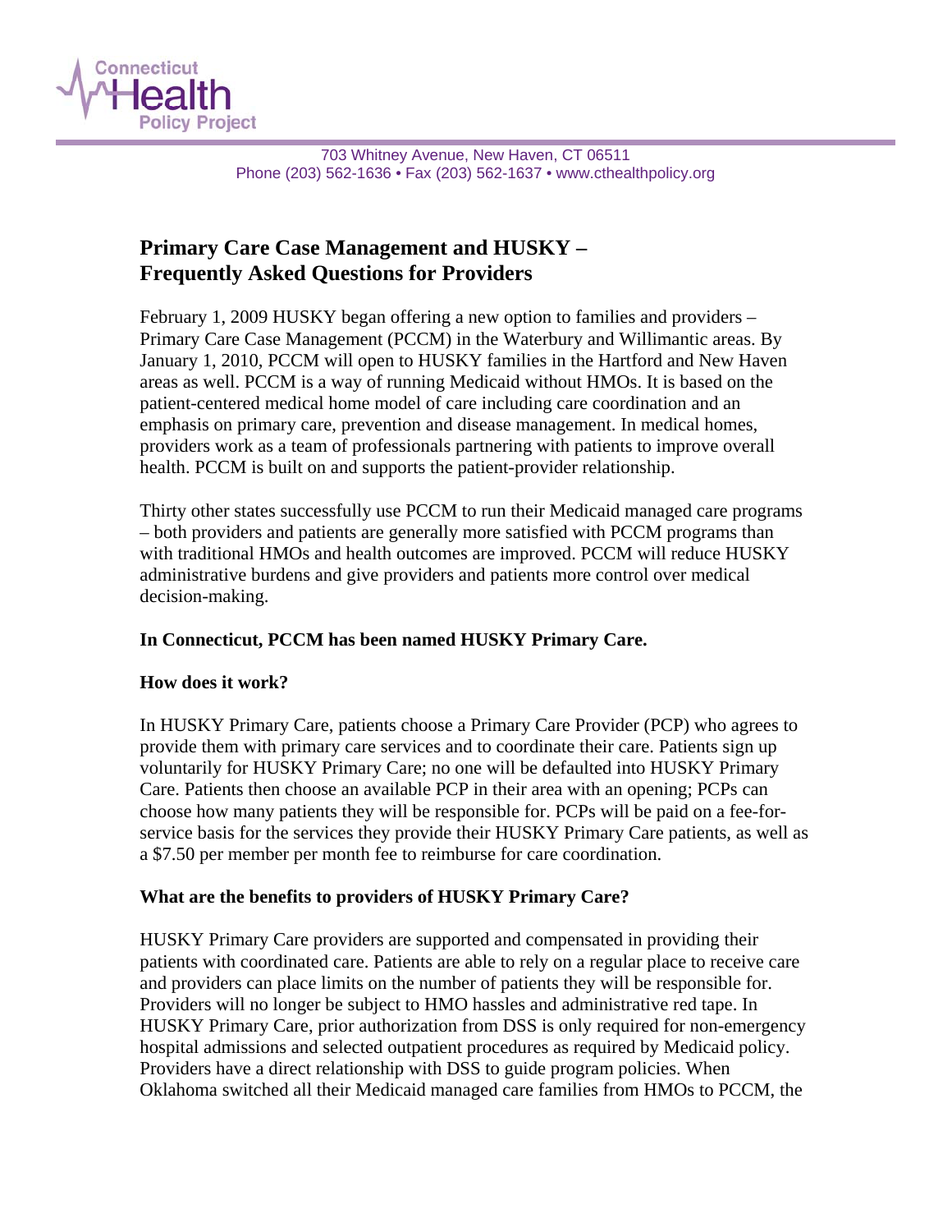Connecticut Health Policy Project

703 Whitney Avenue, New Haven, CT 06511
Phone (203) 562-1636 • Fax (203) 562-1637 • www.cthealthpolicy.org

# Primary Care Case Management and HUSKY – Frequently Asked Questions for Providers

February 1, 2009 HUSKY began offering a new option to families and providers – Primary Care Case Management (PCCM) in the Waterbury and Willimantic areas. By January 1, 2010, PCCM will open to HUSKY families in the Hartford and New Haven areas as well. PCCM is a way of running Medicaid without HMOs. It is based on the patient-centered medical home model of care including care coordination and an emphasis on primary care, prevention and disease management. In medical homes, providers work as a team of professionals partnering with patients to improve overall health. PCCM is built on and supports the patient-provider relationship.

Thirty other states successfully use PCCM to run their Medicaid managed care programs – both providers and patients are generally more satisfied with PCCM programs than with traditional HMOs and health outcomes are improved. PCCM will reduce HUSKY administrative burdens and give providers and patients more control over medical decision-making.

**In Connecticut, PCCM has been named HUSKY Primary Care.**

**How does it work?**

In HUSKY Primary Care, patients choose a Primary Care Provider (PCP) who agrees to provide them with primary care services and to coordinate their care. Patients sign up voluntarily for HUSKY Primary Care; no one will be defaulted into HUSKY Primary Care. Patients then choose an available PCP in their area with an opening; PCPs can choose how many patients they will be responsible for. PCPs will be paid on a fee-for-service basis for the services they provide their HUSKY Primary Care patients, as well as a $7.50 per member per month fee to reimburse for care coordination.

**What are the benefits to providers of HUSKY Primary Care?**

HUSKY Primary Care providers are supported and compensated in providing their patients with coordinated care. Patients are able to rely on a regular place to receive care and providers can place limits on the number of patients they will be responsible for. Providers will no longer be subject to HMO hassles and administrative red tape. In HUSKY Primary Care, prior authorization from DSS is only required for non-emergency hospital admissions and selected outpatient procedures as required by Medicaid policy. Providers have a direct relationship with DSS to guide program policies. When Oklahoma switched all their Medicaid managed care families from HMOs to PCCM, the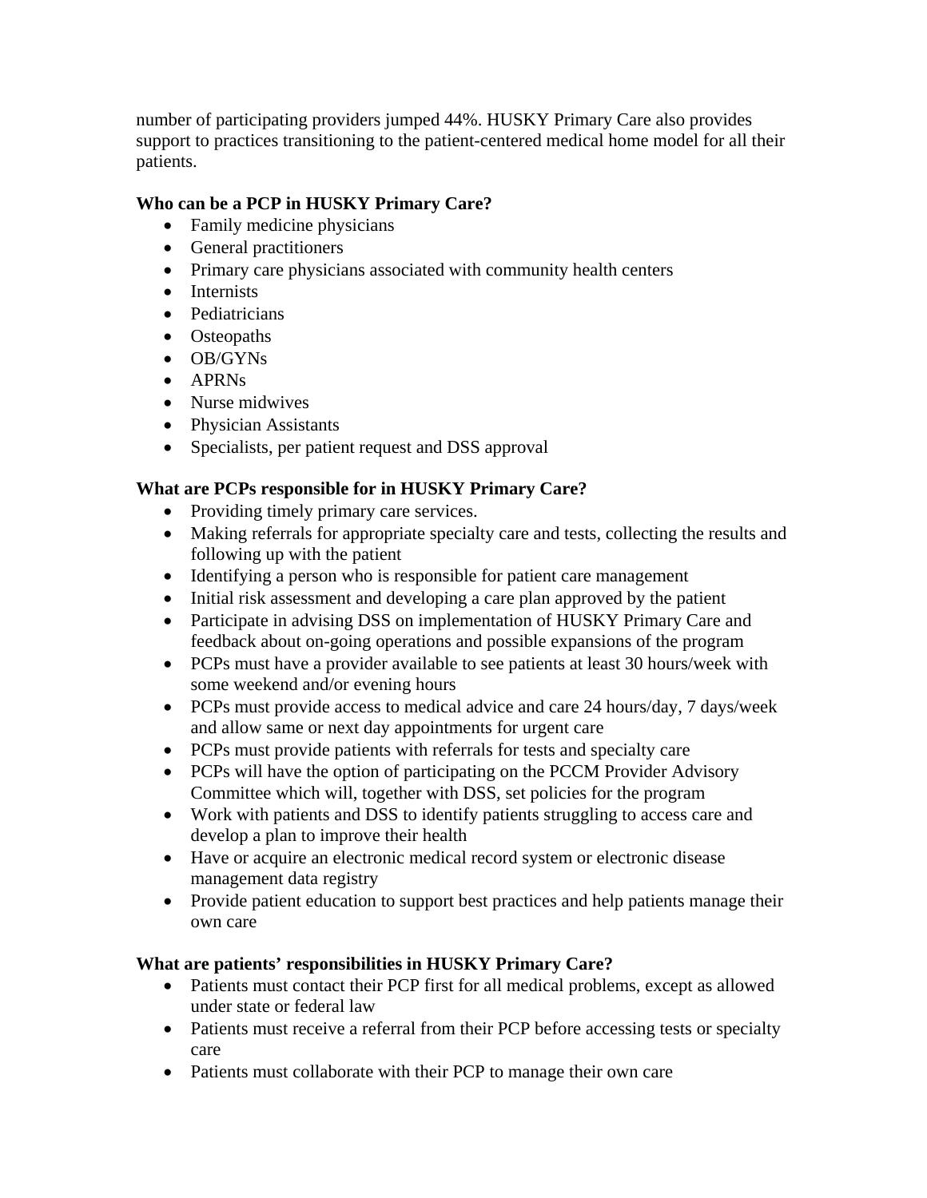number of participating providers jumped 44%. HUSKY Primary Care also provides support to practices transitioning to the patient-centered medical home model for all their patients.

**Who can be a PCP in HUSKY Primary Care?**

- Family medicine physicians
- General practitioners
- Primary care physicians associated with community health centers
- Internists
- Pediatricians
- Osteopaths
- OB/GYNs
- APRNs
- Nurse midwives
- Physician Assistants
- Specialists, per patient request and DSS approval

**What are PCPs responsible for in HUSKY Primary Care?**

- Providing timely primary care services.
- Making referrals for appropriate specialty care and tests, collecting the results and following up with the patient
- Identifying a person who is responsible for patient care management
- Initial risk assessment and developing a care plan approved by the patient
- Participate in advising DSS on implementation of HUSKY Primary Care and feedback about on-going operations and possible expansions of the program
- PCPs must have a provider available to see patients at least 30 hours/week with some weekend and/or evening hours
- PCPs must provide access to medical advice and care 24 hours/day, 7 days/week and allow same or next day appointments for urgent care
- PCPs must provide patients with referrals for tests and specialty care
- PCPs will have the option of participating on the PCCM Provider Advisory Committee which will, together with DSS, set policies for the program
- Work with patients and DSS to identify patients struggling to access care and develop a plan to improve their health
- Have or acquire an electronic medical record system or electronic disease management data registry
- Provide patient education to support best practices and help patients manage their own care

**What are patients' responsibilities in HUSKY Primary Care?**

- Patients must contact their PCP first for all medical problems, except as allowed under state or federal law
- Patients must receive a referral from their PCP before accessing tests or specialty care
- Patients must collaborate with their PCP to manage their own care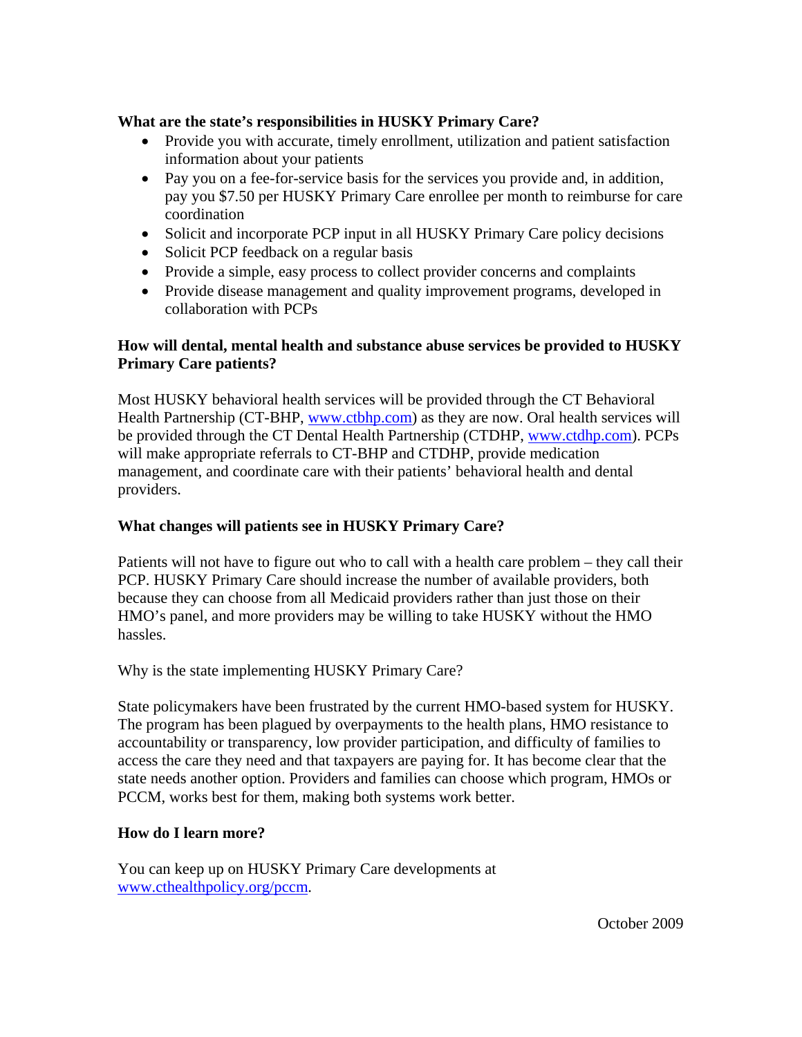**What are the state's responsibilities in HUSKY Primary Care?**

- Provide you with accurate, timely enrollment, utilization and patient satisfaction information about your patients
- Pay you on a fee-for-service basis for the services you provide and, in addition, pay you $7.50 per HUSKY Primary Care enrollee per month to reimburse for care coordination
- Solicit and incorporate PCP input in all HUSKY Primary Care policy decisions
- Solicit PCP feedback on a regular basis
- Provide a simple, easy process to collect provider concerns and complaints
- Provide disease management and quality improvement programs, developed in collaboration with PCPs

**How will dental, mental health and substance abuse services be provided to HUSKY Primary Care patients?**

Most HUSKY behavioral health services will be provided through the CT Behavioral Health Partnership (CT-BHP, [www.ctbhp.com](www.ctbhp.com)) as they are now. Oral health services will be provided through the CT Dental Health Partnership (CTDHP, [www.ctdhp.com](www.ctdhp.com)). PCPs will make appropriate referrals to CT-BHP and CTDHP, provide medication management, and coordinate care with their patients' behavioral health and dental providers.

**What changes will patients see in HUSKY Primary Care?**

Patients will not have to figure out who to call with a health care problem – they call their PCP. HUSKY Primary Care should increase the number of available providers, both because they can choose from all Medicaid providers rather than just those on their HMO's panel, and more providers may be willing to take HUSKY without the HMO hassles.

Why is the state implementing HUSKY Primary Care?

State policymakers have been frustrated by the current HMO-based system for HUSKY. The program has been plagued by overpayments to the health plans, HMO resistance to accountability or transparency, low provider participation, and difficulty of families to access the care they need and that taxpayers are paying for. It has become clear that the state needs another option. Providers and families can choose which program, HMOs or PCCM, works best for them, making both systems work better.

**How do I learn more?**

You can keep up on HUSKY Primary Care developments at [www.cthealthpolicy.org/pccm](www.cthealthpolicy.org/pccm).

October 2009